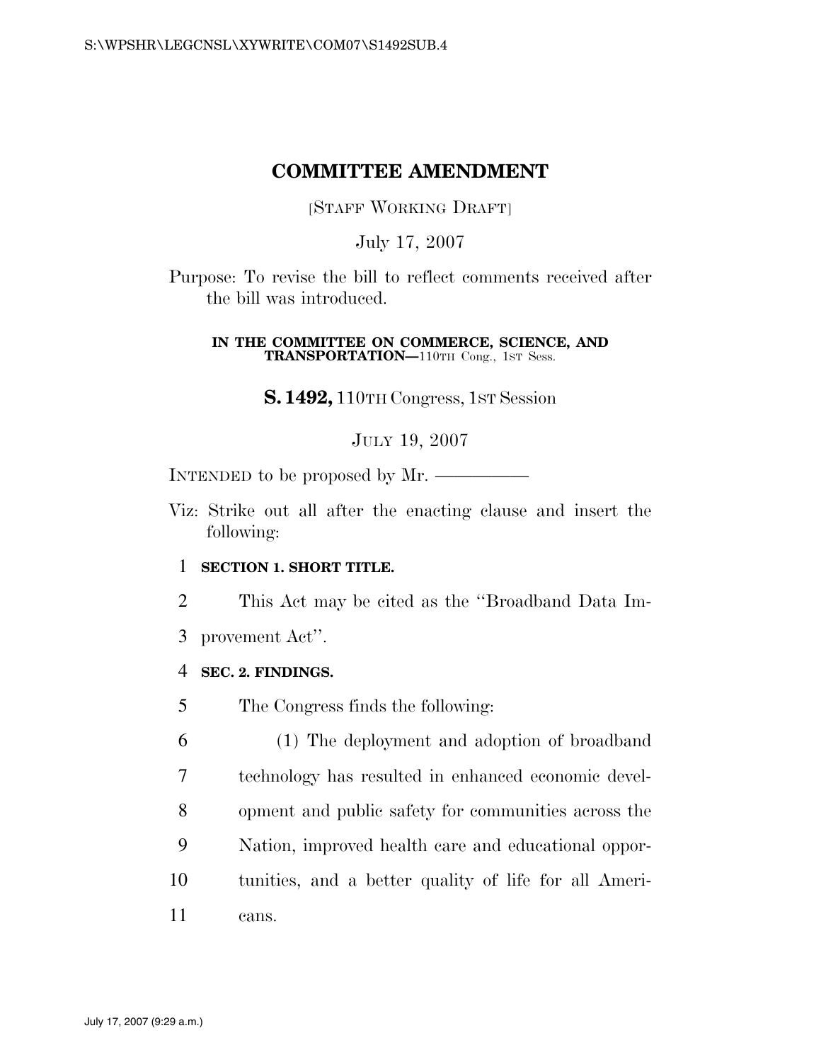S:\WPSHR\LEGCNSL\XYWRITE\COM07\S1492SUB.4

# COMMITTEE AMENDMENT

[STAFF WORKING DRAFT]

July 17, 2007

Purpose: To revise the bill to reflect comments received after the bill was introduced.

**IN THE COMMITTEE ON COMMERCE, SCIENCE, AND TRANSPORTATION—**110TH Cong., 1ST Sess.

**S. 1492,** 110TH Congress, 1ST Session

JULY 19, 2007

INTENDED to be proposed by Mr. ——————

Viz: Strike out all after the enacting clause and insert the following:

1 **SECTION 1. SHORT TITLE.**

2 This Act may be cited as the ''Broadband Data Im-
3 provement Act''.

4 **SEC. 2. FINDINGS.**

5 The Congress finds the following:

6 (1) The deployment and adoption of broadband
7 technology has resulted in enhanced economic devel-
8 opment and public safety for communities across the
9 Nation, improved health care and educational oppor-
10 tunities, and a better quality of life for all Ameri-
11 cans.

July 17, 2007 (9:29 a.m.)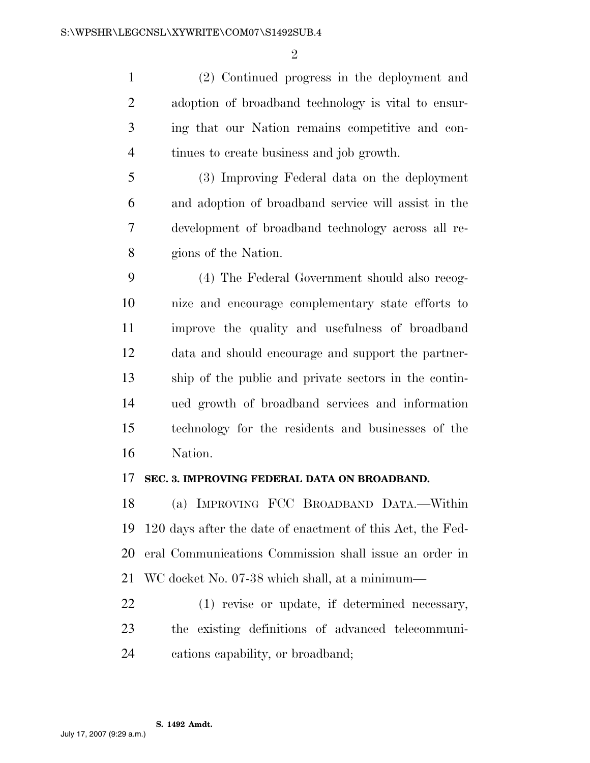(2) Continued progress in the deployment and adoption of broadband technology is vital to ensuring that our Nation remains competitive and continues to create business and job growth.

(3) Improving Federal data on the deployment and adoption of broadband service will assist in the development of broadband technology across all regions of the Nation.

(4) The Federal Government should also recognize and encourage complementary state efforts to improve the quality and usefulness of broadband data and should encourage and support the partnership of the public and private sectors in the continued growth of broadband services and information technology for the residents and businesses of the Nation.

**SEC. 3. IMPROVING FEDERAL DATA ON BROADBAND.**

(a) IMPROVING FCC BROADBAND DATA.—Within 120 days after the date of enactment of this Act, the Federal Communications Commission shall issue an order in WC docket No. 07-38 which shall, at a minimum—

(1) revise or update, if determined necessary, the existing definitions of advanced telecommunications capability, or broadband;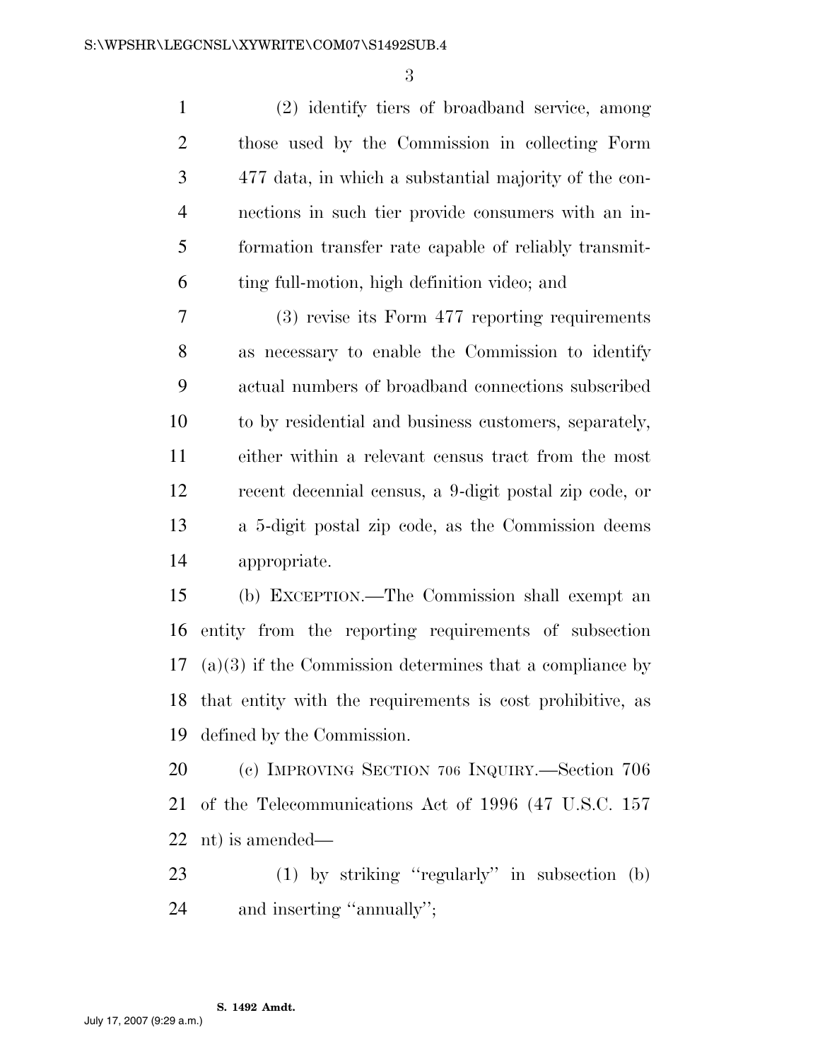(2) identify tiers of broadband service, among those used by the Commission in collecting Form 477 data, in which a substantial majority of the connections in such tier provide consumers with an information transfer rate capable of reliably transmitting full-motion, high definition video; and

(3) revise its Form 477 reporting requirements as necessary to enable the Commission to identify actual numbers of broadband connections subscribed to by residential and business customers, separately, either within a relevant census tract from the most recent decennial census, a 9-digit postal zip code, or a 5-digit postal zip code, as the Commission deems appropriate.

(b) EXCEPTION.—The Commission shall exempt an entity from the reporting requirements of subsection (a)(3) if the Commission determines that a compliance by that entity with the requirements is cost prohibitive, as defined by the Commission.

(c) IMPROVING SECTION 706 INQUIRY.—Section 706 of the Telecommunications Act of 1996 (47 U.S.C. 157 nt) is amended—

(1) by striking ''regularly'' in subsection (b) and inserting ''annually'';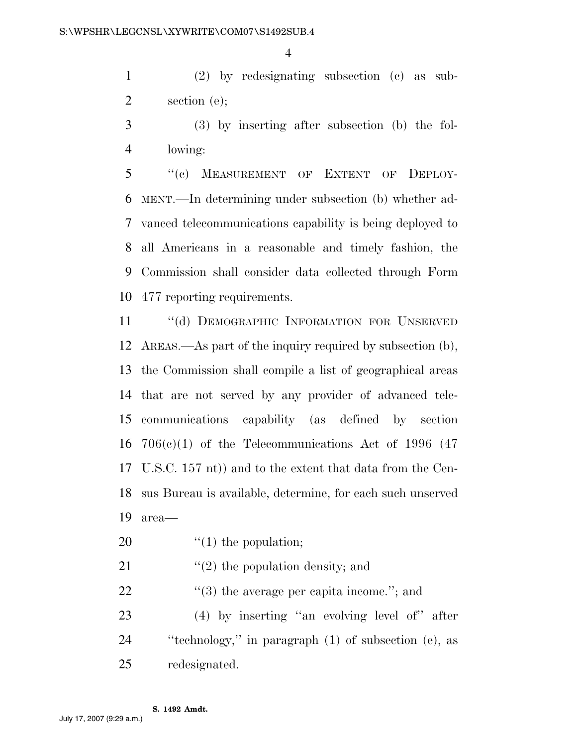(2) by redesignating subsection (c) as subsection (e);

(3) by inserting after subsection (b) the following:

"(c) MEASUREMENT OF EXTENT OF DEPLOYMENT.—In determining under subsection (b) whether advanced telecommunications capability is being deployed to all Americans in a reasonable and timely fashion, the Commission shall consider data collected through Form 477 reporting requirements.

"(d) DEMOGRAPHIC INFORMATION FOR UNSERVED AREAS.—As part of the inquiry required by subsection (b), the Commission shall compile a list of geographical areas that are not served by any provider of advanced telecommunications capability (as defined by section 706(c)(1) of the Telecommunications Act of 1996 (47 U.S.C. 157 nt)) and to the extent that data from the Census Bureau is available, determine, for each such unserved area—

"(1) the population;

"(2) the population density; and

"(3) the average per capita income."; and

(4) by inserting "an evolving level of" after "technology," in paragraph (1) of subsection (e), as redesignated.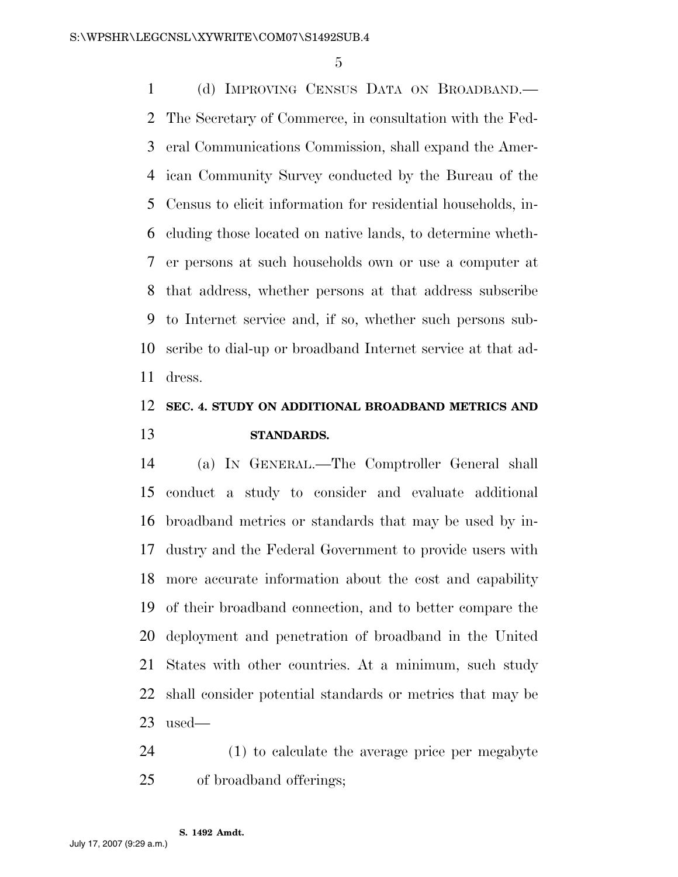(d) IMPROVING CENSUS DATA ON BROADBAND.—The Secretary of Commerce, in consultation with the Federal Communications Commission, shall expand the American Community Survey conducted by the Bureau of the Census to elicit information for residential households, including those located on native lands, to determine whether persons at such households own or use a computer at that address, whether persons at that address subscribe to Internet service and, if so, whether such persons subscribe to dial-up or broadband Internet service at that address.

## SEC. 4. STUDY ON ADDITIONAL BROADBAND METRICS AND STANDARDS.

(a) IN GENERAL.—The Comptroller General shall conduct a study to consider and evaluate additional broadband metrics or standards that may be used by industry and the Federal Government to provide users with more accurate information about the cost and capability of their broadband connection, and to better compare the deployment and penetration of broadband in the United States with other countries. At a minimum, such study shall consider potential standards or metrics that may be used—

(1) to calculate the average price per megabyte of broadband offerings;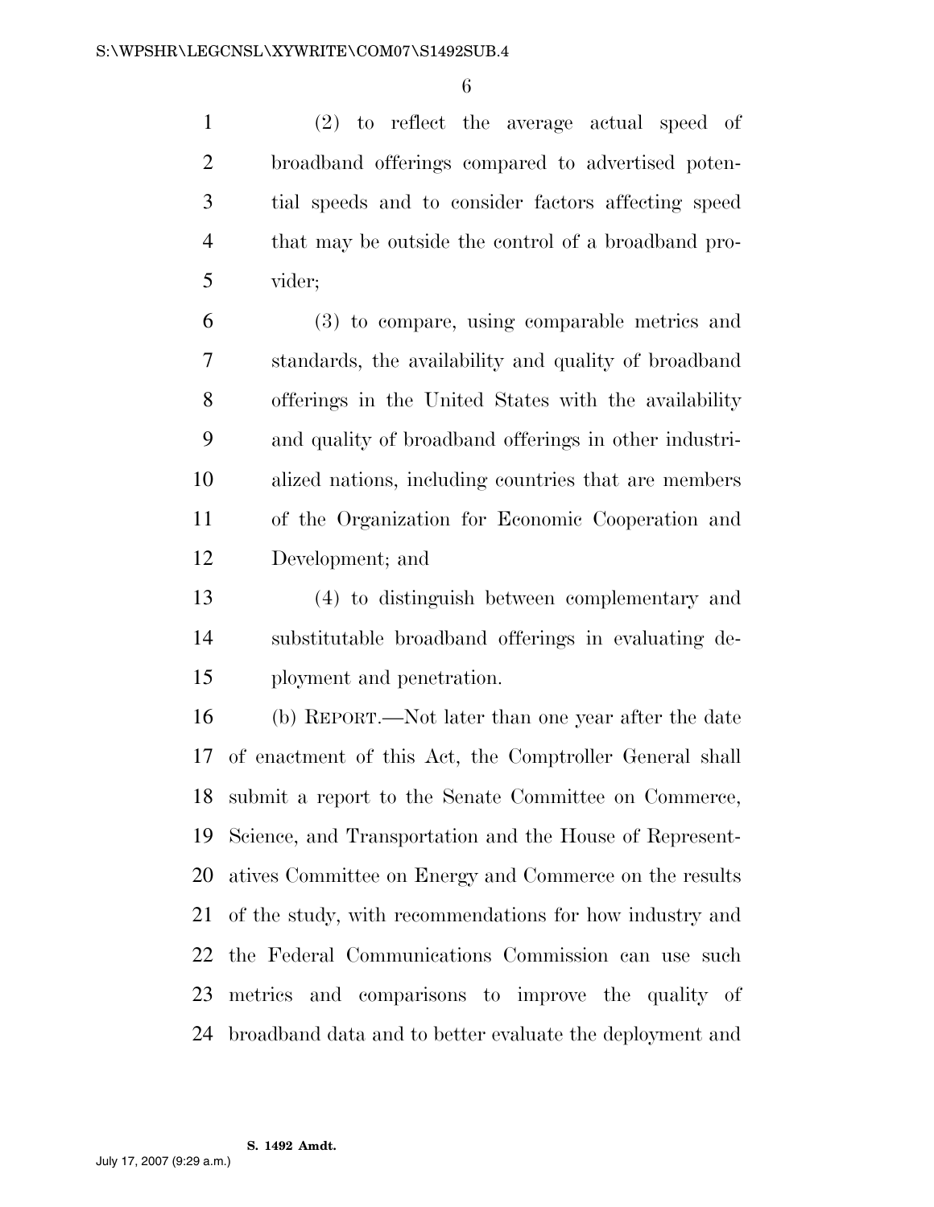(2) to reflect the average actual speed of broadband offerings compared to advertised potential speeds and to consider factors affecting speed that may be outside the control of a broadband provider;

(3) to compare, using comparable metrics and standards, the availability and quality of broadband offerings in the United States with the availability and quality of broadband offerings in other industrialized nations, including countries that are members of the Organization for Economic Cooperation and Development; and

(4) to distinguish between complementary and substitutable broadband offerings in evaluating deployment and penetration.

(b) REPORT.—Not later than one year after the date of enactment of this Act, the Comptroller General shall submit a report to the Senate Committee on Commerce, Science, and Transportation and the House of Representatives Committee on Energy and Commerce on the results of the study, with recommendations for how industry and the Federal Communications Commission can use such metrics and comparisons to improve the quality of broadband data and to better evaluate the deployment and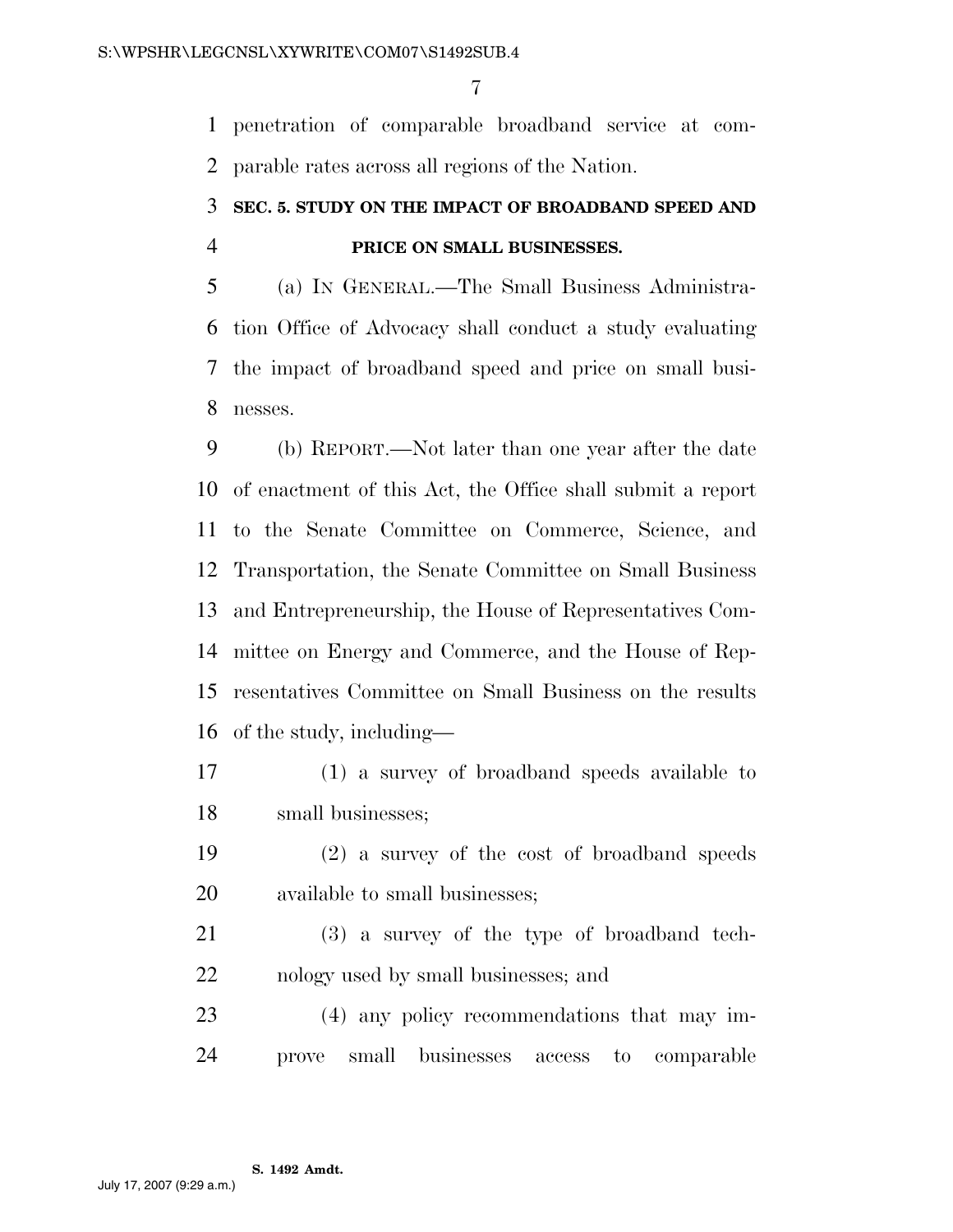penetration of comparable broadband service at comparable rates across all regions of the Nation.

### SEC. 5. STUDY ON THE IMPACT OF BROADBAND SPEED AND PRICE ON SMALL BUSINESSES.

(a) IN GENERAL.—The Small Business Administration Office of Advocacy shall conduct a study evaluating the impact of broadband speed and price on small businesses.

(b) REPORT.—Not later than one year after the date of enactment of this Act, the Office shall submit a report to the Senate Committee on Commerce, Science, and Transportation, the Senate Committee on Small Business and Entrepreneurship, the House of Representatives Committee on Energy and Commerce, and the House of Representatives Committee on Small Business on the results of the study, including—

(1) a survey of broadband speeds available to small businesses;

(2) a survey of the cost of broadband speeds available to small businesses;

(3) a survey of the type of broadband technology used by small businesses; and

(4) any policy recommendations that may improve small businesses access to comparable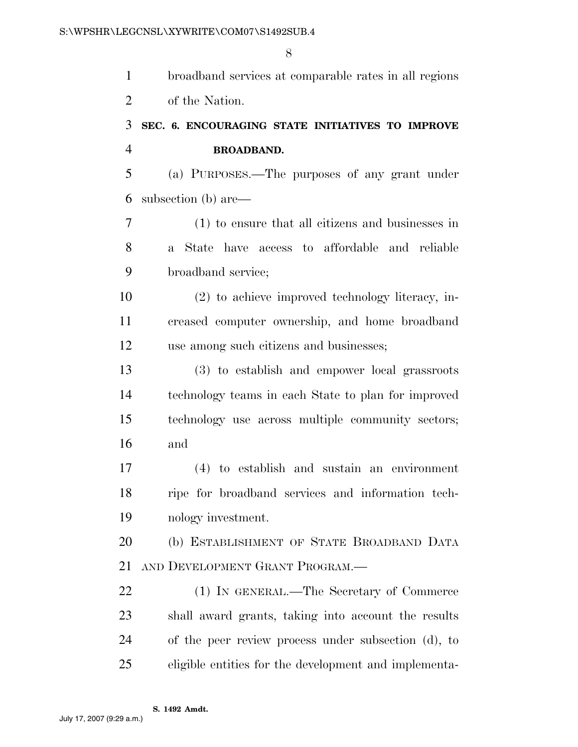broadband services at comparable rates in all regions of the Nation.

### SEC. 6. ENCOURAGING STATE INITIATIVES TO IMPROVE BROADBAND.

(a) PURPOSES.—The purposes of any grant under subsection (b) are—

(1) to ensure that all citizens and businesses in a State have access to affordable and reliable broadband service;

(2) to achieve improved technology literacy, increased computer ownership, and home broadband use among such citizens and businesses;

(3) to establish and empower local grassroots technology teams in each State to plan for improved technology use across multiple community sectors; and

(4) to establish and sustain an environment ripe for broadband services and information technology investment.

(b) ESTABLISHMENT OF STATE BROADBAND DATA AND DEVELOPMENT GRANT PROGRAM.—

(1) IN GENERAL.—The Secretary of Commerce shall award grants, taking into account the results of the peer review process under subsection (d), to eligible entities for the development and implementa-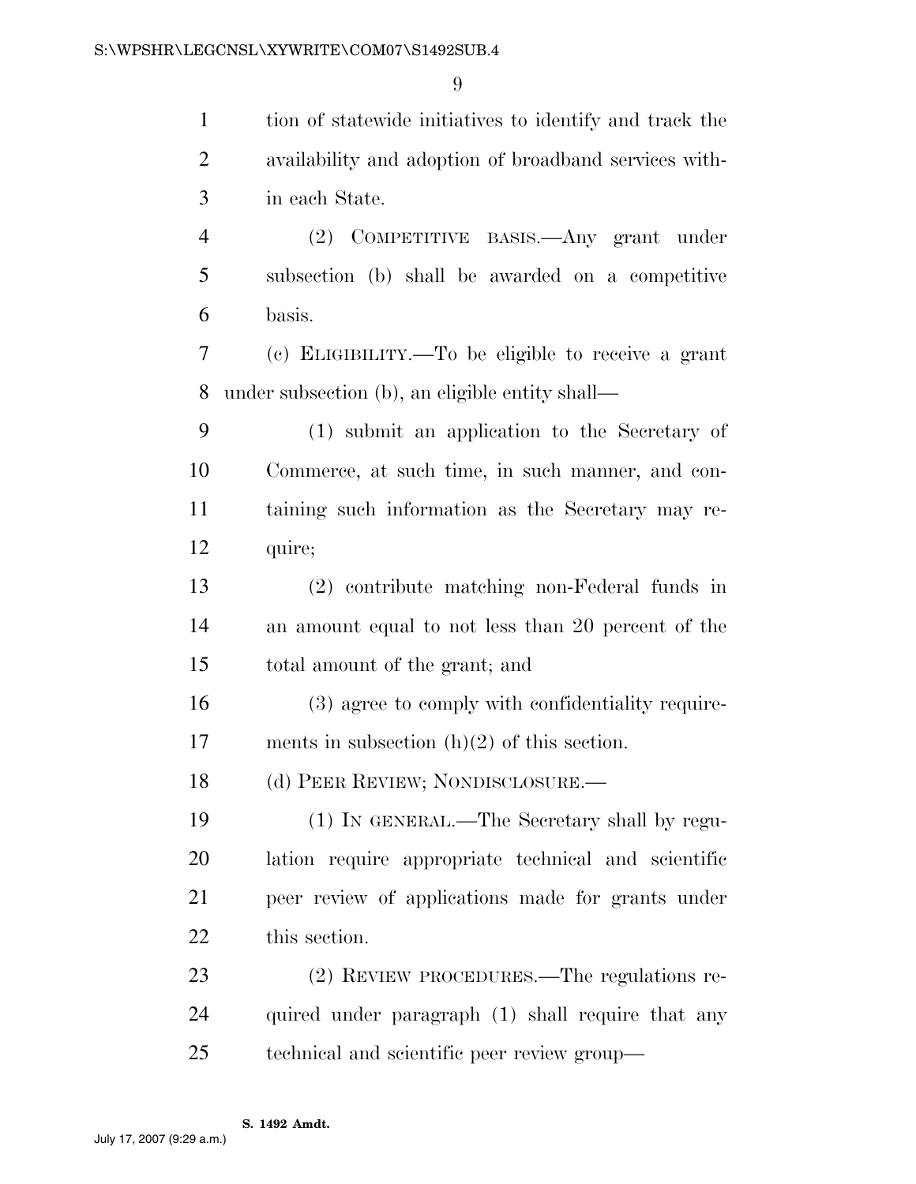tion of statewide initiatives to identify and track the availability and adoption of broadband services within each State.

(2) COMPETITIVE BASIS.—Any grant under subsection (b) shall be awarded on a competitive basis.

(c) ELIGIBILITY.—To be eligible to receive a grant under subsection (b), an eligible entity shall—

(1) submit an application to the Secretary of Commerce, at such time, in such manner, and containing such information as the Secretary may require;

(2) contribute matching non-Federal funds in an amount equal to not less than 20 percent of the total amount of the grant; and

(3) agree to comply with confidentiality requirements in subsection (h)(2) of this section.

(d) PEER REVIEW; NONDISCLOSURE.—

(1) IN GENERAL.—The Secretary shall by regulation require appropriate technical and scientific peer review of applications made for grants under this section.

(2) REVIEW PROCEDURES.—The regulations required under paragraph (1) shall require that any technical and scientific peer review group—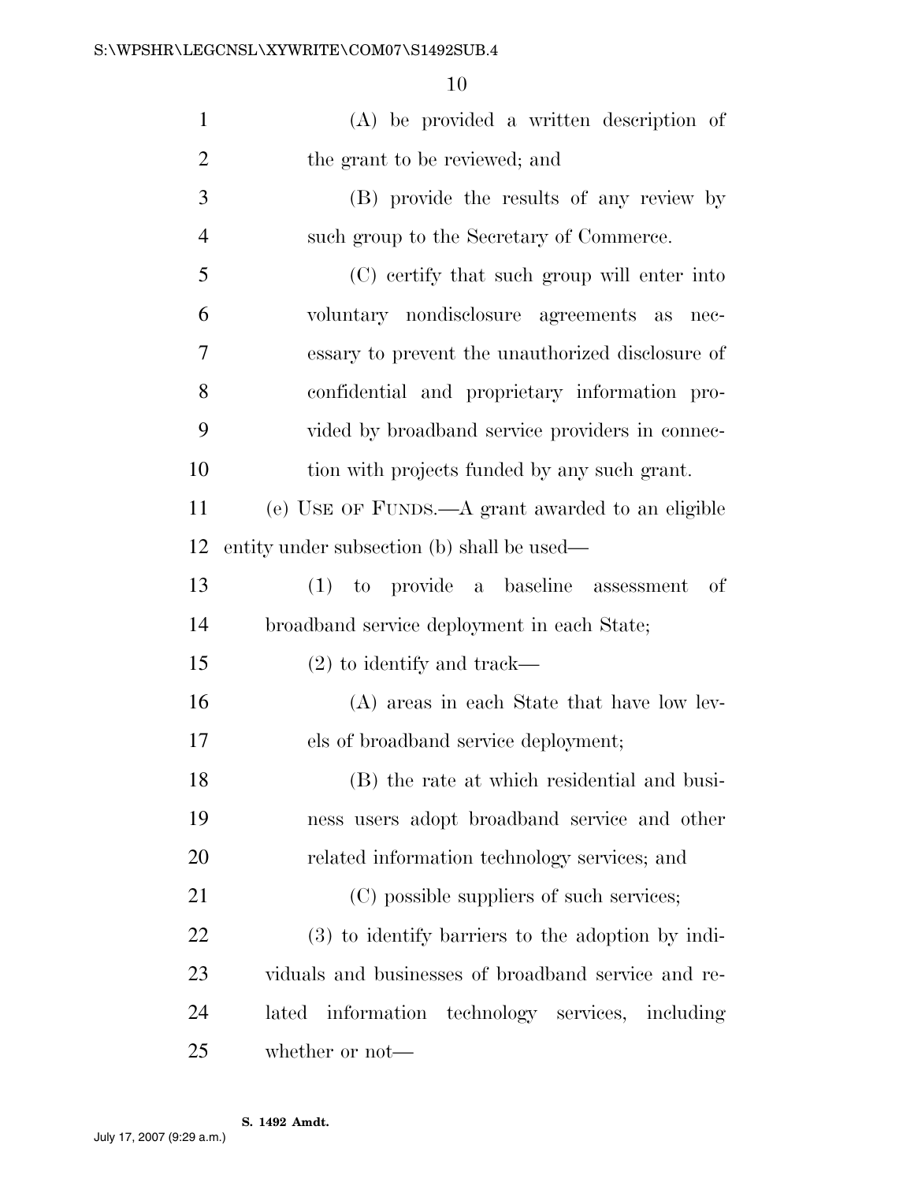(A) be provided a written description of the grant to be reviewed; and

(B) provide the results of any review by such group to the Secretary of Commerce.

(C) certify that such group will enter into voluntary nondisclosure agreements as necessary to prevent the unauthorized disclosure of confidential and proprietary information provided by broadband service providers in connection with projects funded by any such grant.

(e) USE OF FUNDS.—A grant awarded to an eligible entity under subsection (b) shall be used—

(1) to provide a baseline assessment of broadband service deployment in each State;

(2) to identify and track—

(A) areas in each State that have low levels of broadband service deployment;

(B) the rate at which residential and business users adopt broadband service and other related information technology services; and

(C) possible suppliers of such services;

(3) to identify barriers to the adoption by individuals and businesses of broadband service and related information technology services, including whether or not—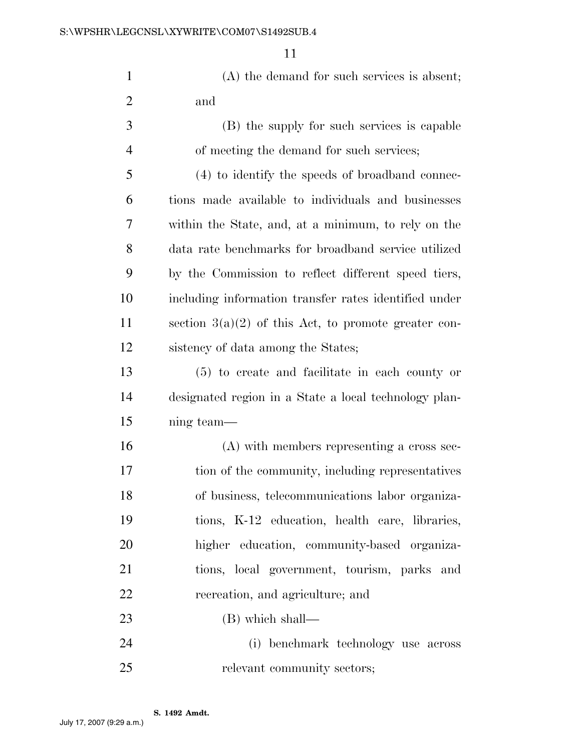(A) the demand for such services is absent; and

(B) the supply for such services is capable of meeting the demand for such services;

(4) to identify the speeds of broadband connections made available to individuals and businesses within the State, and, at a minimum, to rely on the data rate benchmarks for broadband service utilized by the Commission to reflect different speed tiers, including information transfer rates identified under section 3(a)(2) of this Act, to promote greater consistency of data among the States;

(5) to create and facilitate in each county or designated region in a State a local technology planning team—

(A) with members representing a cross section of the community, including representatives of business, telecommunications labor organizations, K-12 education, health care, libraries, higher education, community-based organizations, local government, tourism, parks and recreation, and agriculture; and

(B) which shall—

(i) benchmark technology use across relevant community sectors;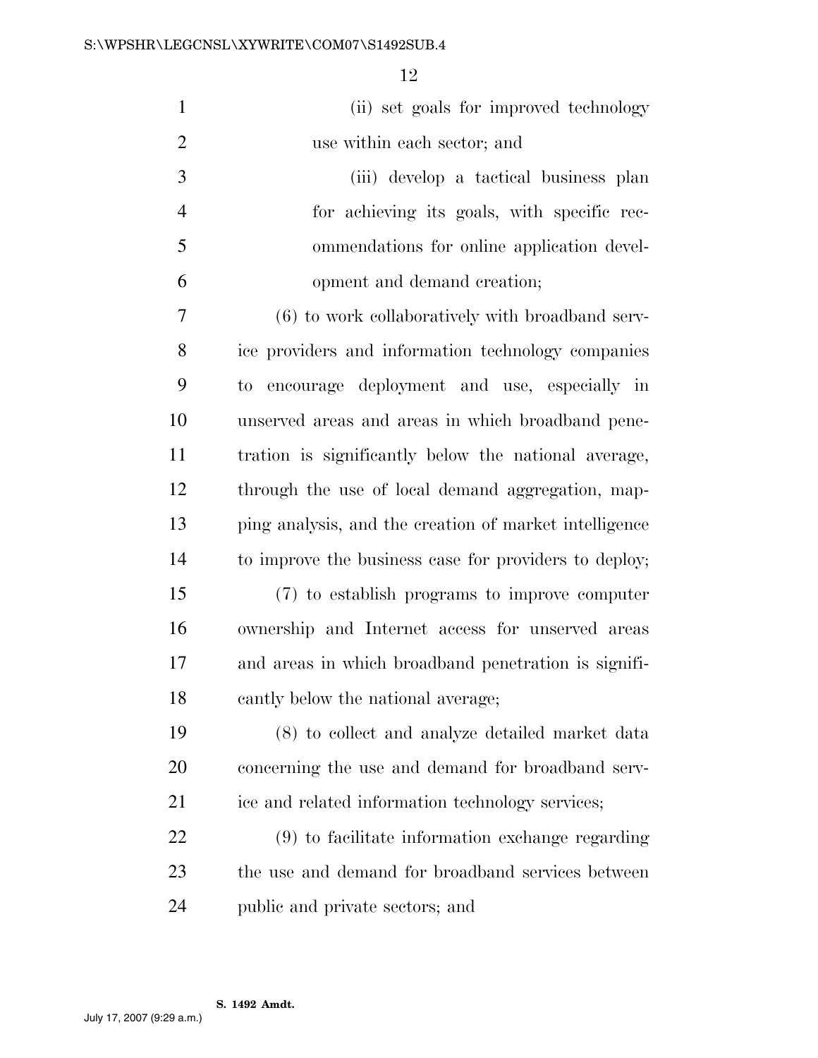(ii) set goals for improved technology use within each sector; and

(iii) develop a tactical business plan for achieving its goals, with specific recommendations for online application development and demand creation;

(6) to work collaboratively with broadband service providers and information technology companies to encourage deployment and use, especially in unserved areas and areas in which broadband penetration is significantly below the national average, through the use of local demand aggregation, mapping analysis, and the creation of market intelligence to improve the business case for providers to deploy;

(7) to establish programs to improve computer ownership and Internet access for unserved areas and areas in which broadband penetration is significantly below the national average;

(8) to collect and analyze detailed market data concerning the use and demand for broadband service and related information technology services;

(9) to facilitate information exchange regarding the use and demand for broadband services between public and private sectors; and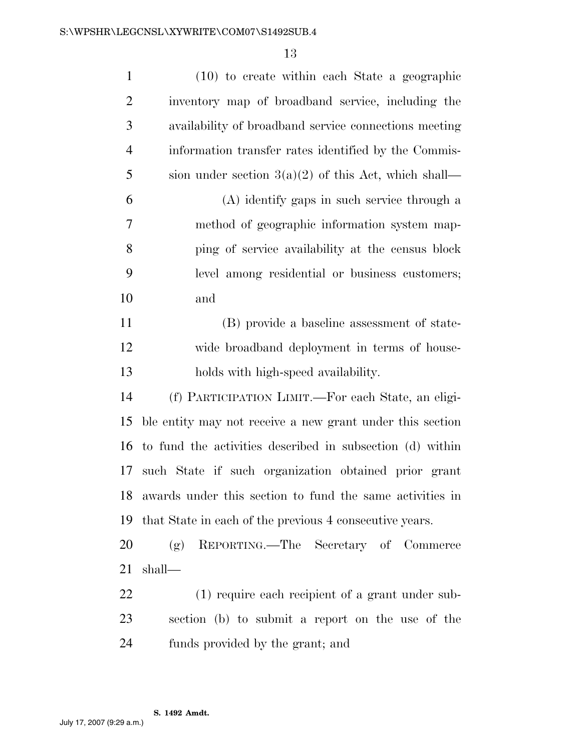(10) to create within each State a geographic inventory map of broadband service, including the availability of broadband service connections meeting information transfer rates identified by the Commission under section 3(a)(2) of this Act, which shall—

(A) identify gaps in such service through a method of geographic information system mapping of service availability at the census block level among residential or business customers; and

(B) provide a baseline assessment of statewide broadband deployment in terms of households with high-speed availability.

(f) PARTICIPATION LIMIT.—For each State, an eligible entity may not receive a new grant under this section to fund the activities described in subsection (d) within such State if such organization obtained prior grant awards under this section to fund the same activities in that State in each of the previous 4 consecutive years.

(g) REPORTING.—The Secretary of Commerce shall—

(1) require each recipient of a grant under subsection (b) to submit a report on the use of the funds provided by the grant; and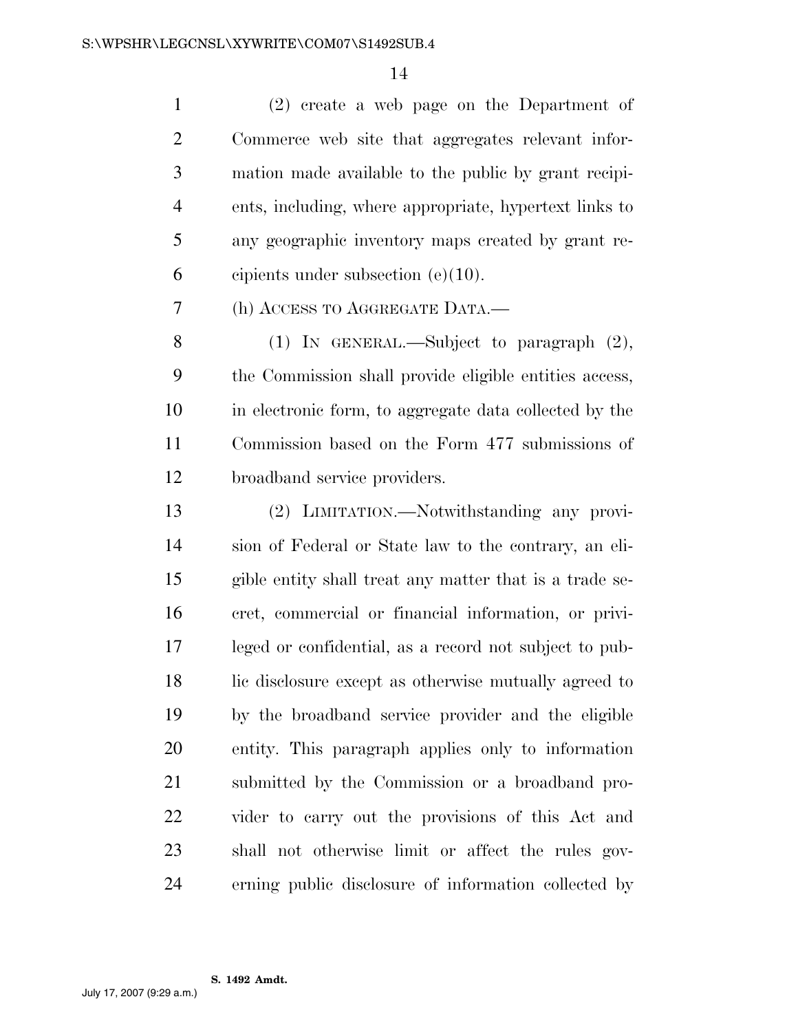(2) create a web page on the Department of Commerce web site that aggregates relevant information made available to the public by grant recipients, including, where appropriate, hypertext links to any geographic inventory maps created by grant recipients under subsection (e)(10).

(h) ACCESS TO AGGREGATE DATA.—

(1) IN GENERAL.—Subject to paragraph (2), the Commission shall provide eligible entities access, in electronic form, to aggregate data collected by the Commission based on the Form 477 submissions of broadband service providers.

(2) LIMITATION.—Notwithstanding any provision of Federal or State law to the contrary, an eligible entity shall treat any matter that is a trade secret, commercial or financial information, or privileged or confidential, as a record not subject to public disclosure except as otherwise mutually agreed to by the broadband service provider and the eligible entity. This paragraph applies only to information submitted by the Commission or a broadband provider to carry out the provisions of this Act and shall not otherwise limit or affect the rules governing public disclosure of information collected by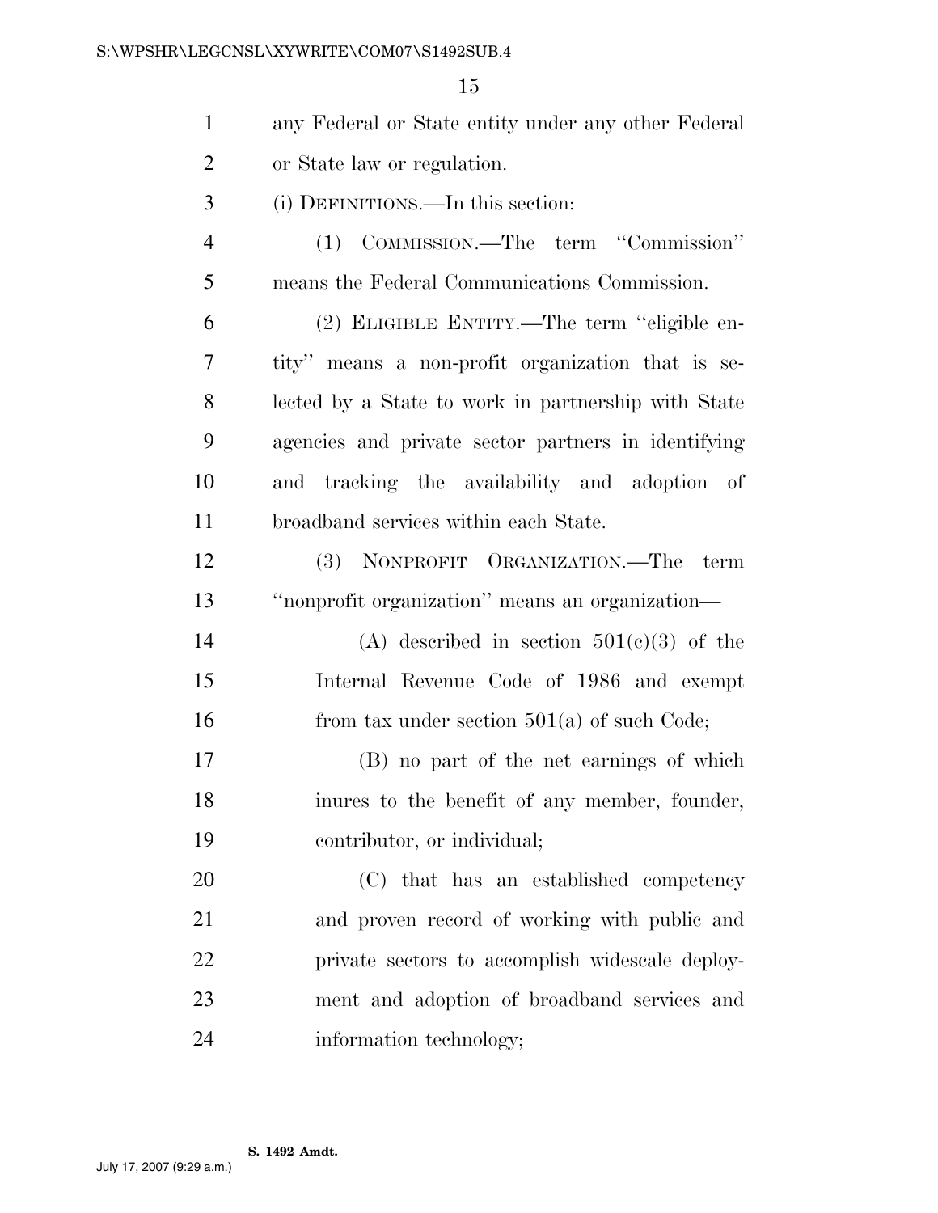any Federal or State entity under any other Federal or State law or regulation.

(i) DEFINITIONS.—In this section:

(1) COMMISSION.—The term ''Commission'' means the Federal Communications Commission.

(2) ELIGIBLE ENTITY.—The term ''eligible entity'' means a non-profit organization that is selected by a State to work in partnership with State agencies and private sector partners in identifying and tracking the availability and adoption of broadband services within each State.

(3) NONPROFIT ORGANIZATION.—The term ''nonprofit organization'' means an organization—

(A) described in section 501(c)(3) of the Internal Revenue Code of 1986 and exempt from tax under section 501(a) of such Code;

(B) no part of the net earnings of which inures to the benefit of any member, founder, contributor, or individual;

(C) that has an established competency and proven record of working with public and private sectors to accomplish widescale deployment and adoption of broadband services and information technology;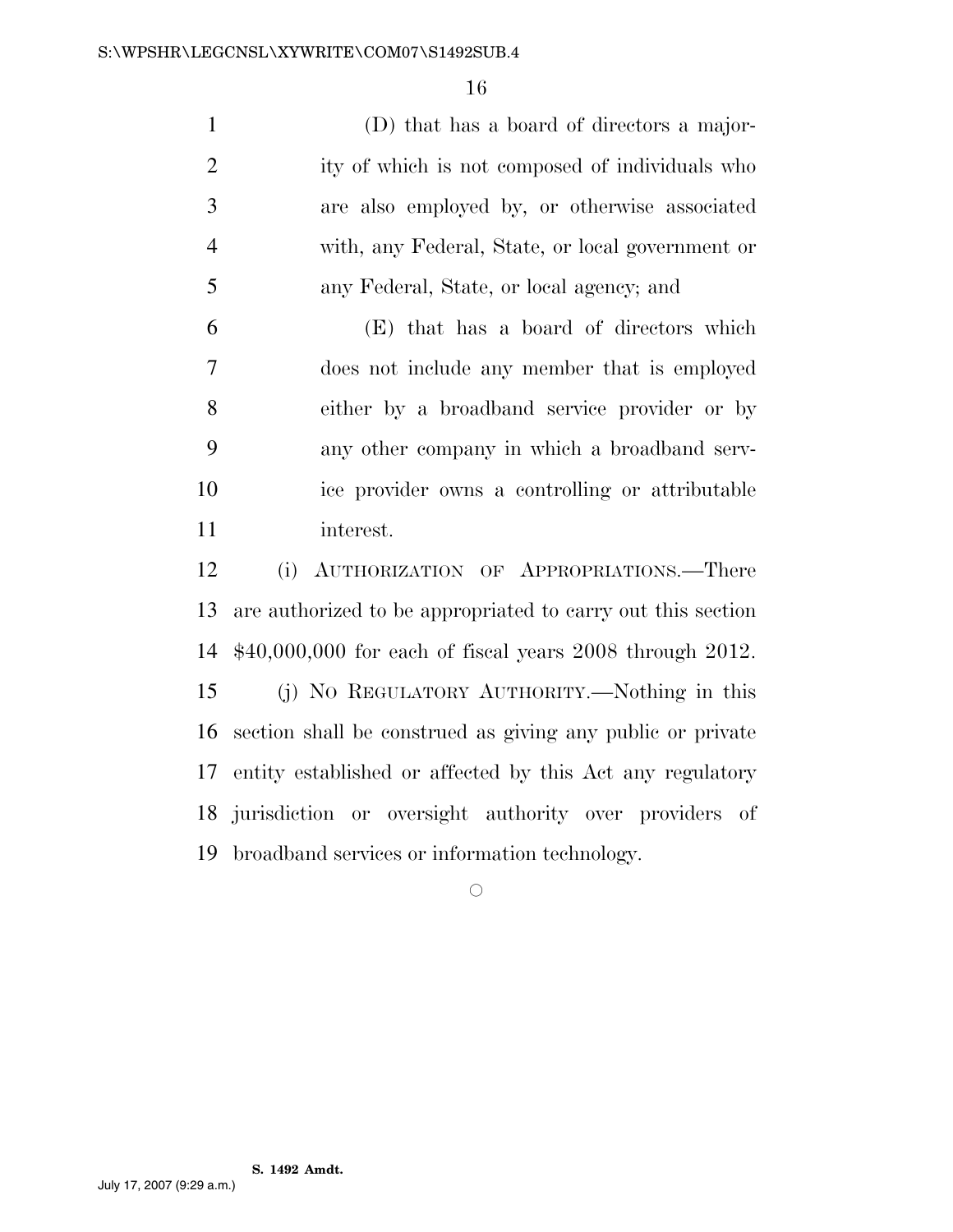(D) that has a board of directors a majority of which is not composed of individuals who are also employed by, or otherwise associated with, any Federal, State, or local government or any Federal, State, or local agency; and

(E) that has a board of directors which does not include any member that is employed either by a broadband service provider or by any other company in which a broadband service provider owns a controlling or attributable interest.

(i) AUTHORIZATION OF APPROPRIATIONS.—There are authorized to be appropriated to carry out this section $40,000,000 for each of fiscal years 2008 through 2012.

(j) NO REGULATORY AUTHORITY.—Nothing in this section shall be construed as giving any public or private entity established or affected by this Act any regulatory jurisdiction or oversight authority over providers of broadband services or information technology.

○